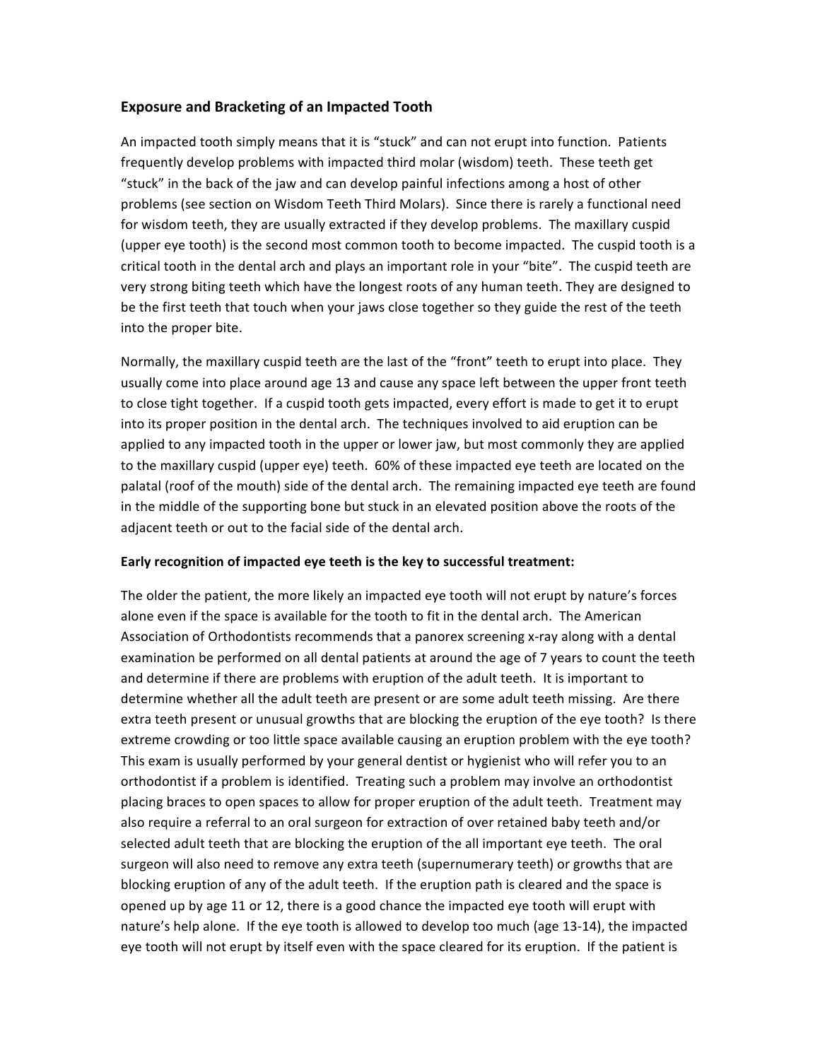## Exposure and Bracketing of an Impacted Tooth

An impacted tooth simply means that it is "stuck" and can not erupt into function. Patients frequently develop problems with impacted third molar (wisdom) teeth. These teeth get "stuck" in the back of the jaw and can develop painful infections among a host of other problems (see section on Wisdom Teeth Third Molars). Since there is rarely a functional need for wisdom teeth, they are usually extracted if they develop problems. The maxillary cuspid (upper eye tooth) is the second most common tooth to become impacted. The cuspid tooth is a critical tooth in the dental arch and plays an important role in your "bite". The cuspid teeth are very strong biting teeth which have the longest roots of any human teeth. They are designed to be the first teeth that touch when your jaws close together so they guide the rest of the teeth into the proper bite.

Normally, the maxillary cuspid teeth are the last of the "front" teeth to erupt into place. They usually come into place around age 13 and cause any space left between the upper front teeth to close tight together. If a cuspid tooth gets impacted, every effort is made to get it to erupt into its proper position in the dental arch. The techniques involved to aid eruption can be applied to any impacted tooth in the upper or lower jaw, but most commonly they are applied to the maxillary cuspid (upper eye) teeth. 60% of these impacted eye teeth are located on the palatal (roof of the mouth) side of the dental arch. The remaining impacted eye teeth are found in the middle of the supporting bone but stuck in an elevated position above the roots of the adjacent teeth or out to the facial side of the dental arch.

**Early recognition of impacted eye teeth is the key to successful treatment:**

The older the patient, the more likely an impacted eye tooth will not erupt by nature's forces alone even if the space is available for the tooth to fit in the dental arch. The American Association of Orthodontists recommends that a panorex screening x-ray along with a dental examination be performed on all dental patients at around the age of 7 years to count the teeth and determine if there are problems with eruption of the adult teeth. It is important to determine whether all the adult teeth are present or are some adult teeth missing. Are there extra teeth present or unusual growths that are blocking the eruption of the eye tooth? Is there extreme crowding or too little space available causing an eruption problem with the eye tooth? This exam is usually performed by your general dentist or hygienist who will refer you to an orthodontist if a problem is identified. Treating such a problem may involve an orthodontist placing braces to open spaces to allow for proper eruption of the adult teeth. Treatment may also require a referral to an oral surgeon for extraction of over retained baby teeth and/or selected adult teeth that are blocking the eruption of the all important eye teeth. The oral surgeon will also need to remove any extra teeth (supernumerary teeth) or growths that are blocking eruption of any of the adult teeth. If the eruption path is cleared and the space is opened up by age 11 or 12, there is a good chance the impacted eye tooth will erupt with nature's help alone. If the eye tooth is allowed to develop too much (age 13-14), the impacted eye tooth will not erupt by itself even with the space cleared for its eruption. If the patient is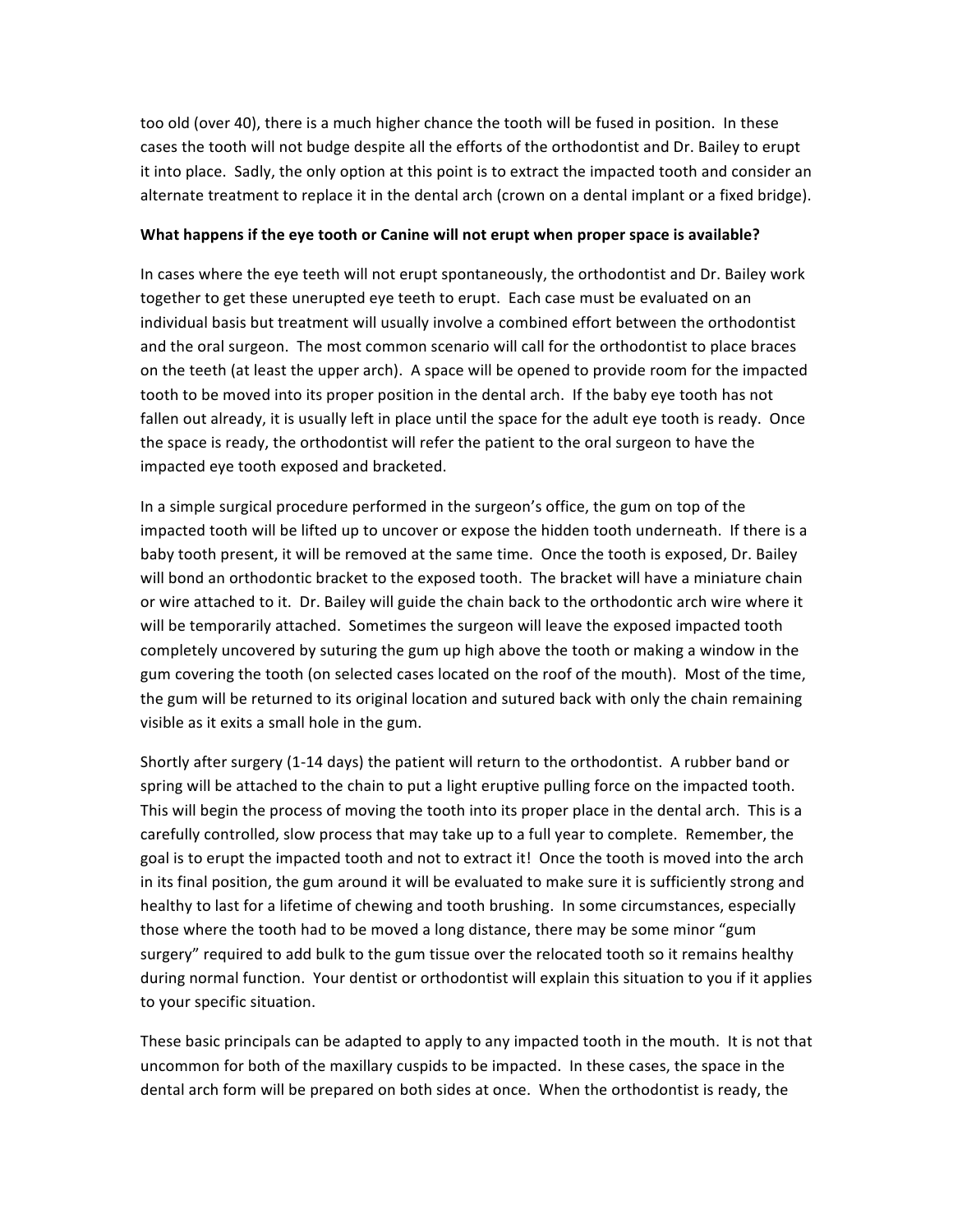too old (over 40), there is a much higher chance the tooth will be fused in position. In these cases the tooth will not budge despite all the efforts of the orthodontist and Dr. Bailey to erupt it into place. Sadly, the only option at this point is to extract the impacted tooth and consider an alternate treatment to replace it in the dental arch (crown on a dental implant or a fixed bridge).

**What happens if the eye tooth or Canine will not erupt when proper space is available?**

In cases where the eye teeth will not erupt spontaneously, the orthodontist and Dr. Bailey work together to get these unerupted eye teeth to erupt. Each case must be evaluated on an individual basis but treatment will usually involve a combined effort between the orthodontist and the oral surgeon. The most common scenario will call for the orthodontist to place braces on the teeth (at least the upper arch). A space will be opened to provide room for the impacted tooth to be moved into its proper position in the dental arch. If the baby eye tooth has not fallen out already, it is usually left in place until the space for the adult eye tooth is ready. Once the space is ready, the orthodontist will refer the patient to the oral surgeon to have the impacted eye tooth exposed and bracketed.

In a simple surgical procedure performed in the surgeon's office, the gum on top of the impacted tooth will be lifted up to uncover or expose the hidden tooth underneath. If there is a baby tooth present, it will be removed at the same time. Once the tooth is exposed, Dr. Bailey will bond an orthodontic bracket to the exposed tooth. The bracket will have a miniature chain or wire attached to it. Dr. Bailey will guide the chain back to the orthodontic arch wire where it will be temporarily attached. Sometimes the surgeon will leave the exposed impacted tooth completely uncovered by suturing the gum up high above the tooth or making a window in the gum covering the tooth (on selected cases located on the roof of the mouth). Most of the time, the gum will be returned to its original location and sutured back with only the chain remaining visible as it exits a small hole in the gum.

Shortly after surgery (1-14 days) the patient will return to the orthodontist. A rubber band or spring will be attached to the chain to put a light eruptive pulling force on the impacted tooth. This will begin the process of moving the tooth into its proper place in the dental arch. This is a carefully controlled, slow process that may take up to a full year to complete. Remember, the goal is to erupt the impacted tooth and not to extract it! Once the tooth is moved into the arch in its final position, the gum around it will be evaluated to make sure it is sufficiently strong and healthy to last for a lifetime of chewing and tooth brushing. In some circumstances, especially those where the tooth had to be moved a long distance, there may be some minor "gum surgery" required to add bulk to the gum tissue over the relocated tooth so it remains healthy during normal function. Your dentist or orthodontist will explain this situation to you if it applies to your specific situation.

These basic principals can be adapted to apply to any impacted tooth in the mouth. It is not that uncommon for both of the maxillary cuspids to be impacted. In these cases, the space in the dental arch form will be prepared on both sides at once. When the orthodontist is ready, the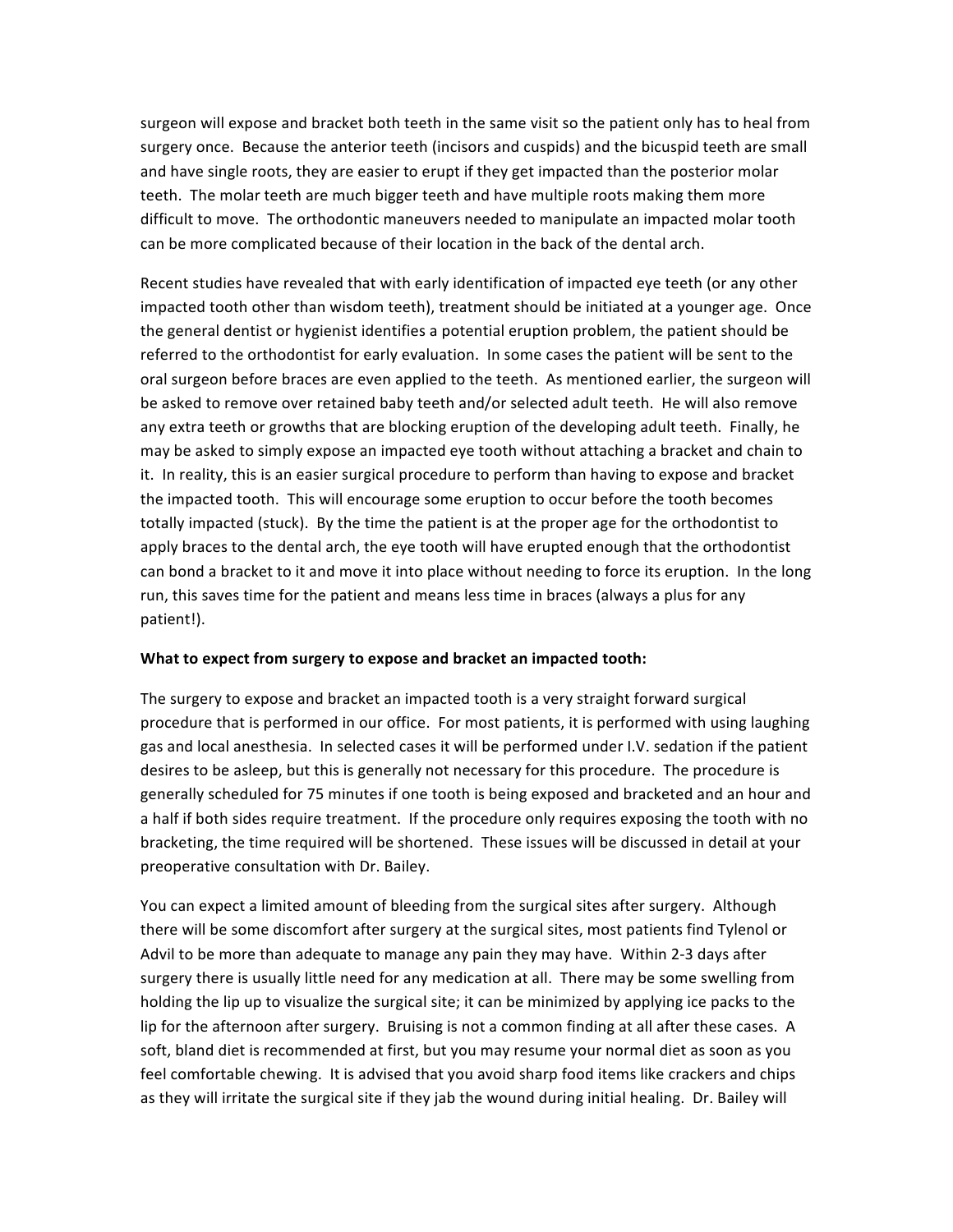surgeon will expose and bracket both teeth in the same visit so the patient only has to heal from surgery once. Because the anterior teeth (incisors and cuspids) and the bicuspid teeth are small and have single roots, they are easier to erupt if they get impacted than the posterior molar teeth. The molar teeth are much bigger teeth and have multiple roots making them more difficult to move. The orthodontic maneuvers needed to manipulate an impacted molar tooth can be more complicated because of their location in the back of the dental arch.

Recent studies have revealed that with early identification of impacted eye teeth (or any other impacted tooth other than wisdom teeth), treatment should be initiated at a younger age. Once the general dentist or hygienist identifies a potential eruption problem, the patient should be referred to the orthodontist for early evaluation. In some cases the patient will be sent to the oral surgeon before braces are even applied to the teeth. As mentioned earlier, the surgeon will be asked to remove over retained baby teeth and/or selected adult teeth. He will also remove any extra teeth or growths that are blocking eruption of the developing adult teeth. Finally, he may be asked to simply expose an impacted eye tooth without attaching a bracket and chain to it. In reality, this is an easier surgical procedure to perform than having to expose and bracket the impacted tooth. This will encourage some eruption to occur before the tooth becomes totally impacted (stuck). By the time the patient is at the proper age for the orthodontist to apply braces to the dental arch, the eye tooth will have erupted enough that the orthodontist can bond a bracket to it and move it into place without needing to force its eruption. In the long run, this saves time for the patient and means less time in braces (always a plus for any patient!).

**What to expect from surgery to expose and bracket an impacted tooth:**

The surgery to expose and bracket an impacted tooth is a very straight forward surgical procedure that is performed in our office. For most patients, it is performed with using laughing gas and local anesthesia. In selected cases it will be performed under I.V. sedation if the patient desires to be asleep, but this is generally not necessary for this procedure. The procedure is generally scheduled for 75 minutes if one tooth is being exposed and bracketed and an hour and a half if both sides require treatment. If the procedure only requires exposing the tooth with no bracketing, the time required will be shortened. These issues will be discussed in detail at your preoperative consultation with Dr. Bailey.

You can expect a limited amount of bleeding from the surgical sites after surgery. Although there will be some discomfort after surgery at the surgical sites, most patients find Tylenol or Advil to be more than adequate to manage any pain they may have. Within 2-3 days after surgery there is usually little need for any medication at all. There may be some swelling from holding the lip up to visualize the surgical site; it can be minimized by applying ice packs to the lip for the afternoon after surgery. Bruising is not a common finding at all after these cases. A soft, bland diet is recommended at first, but you may resume your normal diet as soon as you feel comfortable chewing. It is advised that you avoid sharp food items like crackers and chips as they will irritate the surgical site if they jab the wound during initial healing. Dr. Bailey will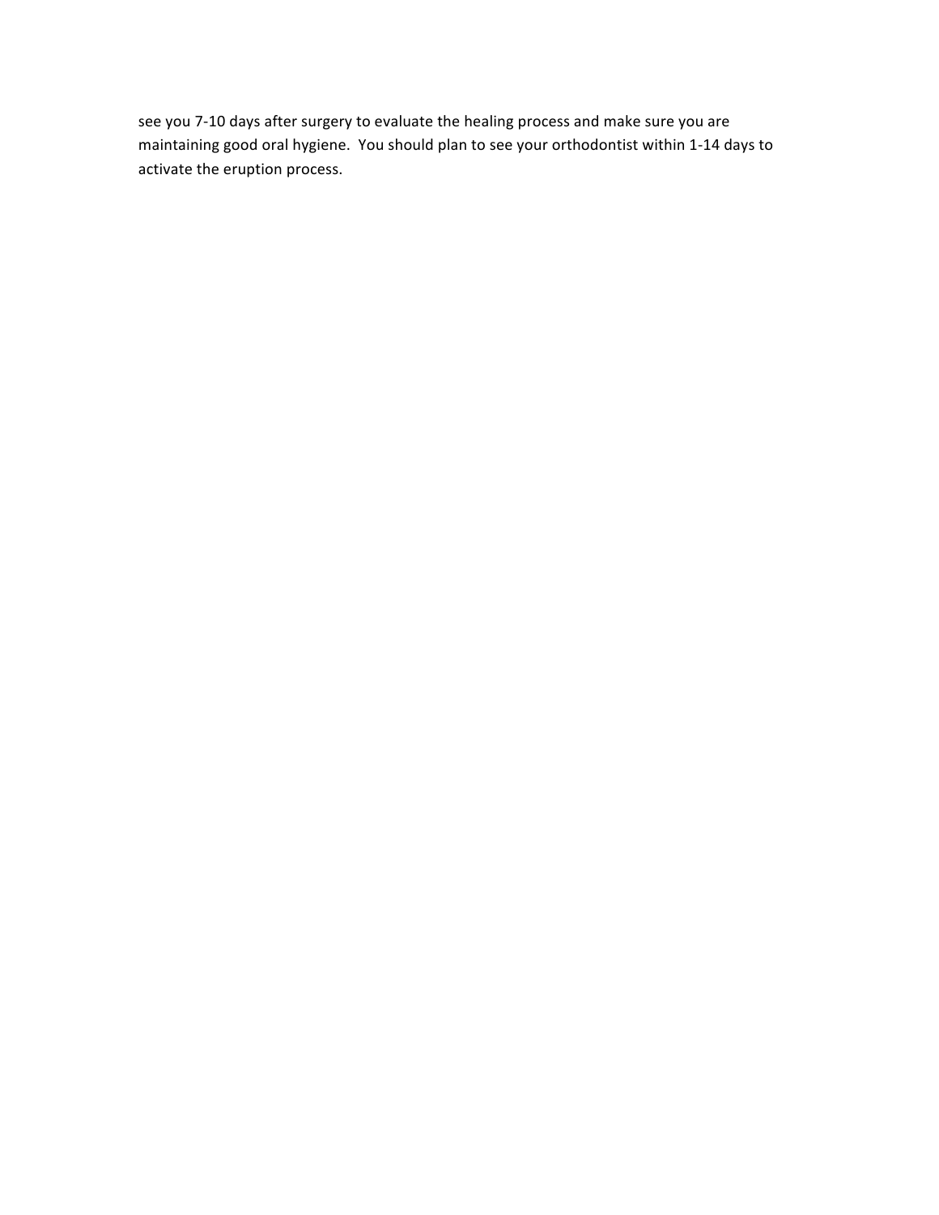see you 7-10 days after surgery to evaluate the healing process and make sure you are maintaining good oral hygiene. You should plan to see your orthodontist within 1-14 days to activate the eruption process.